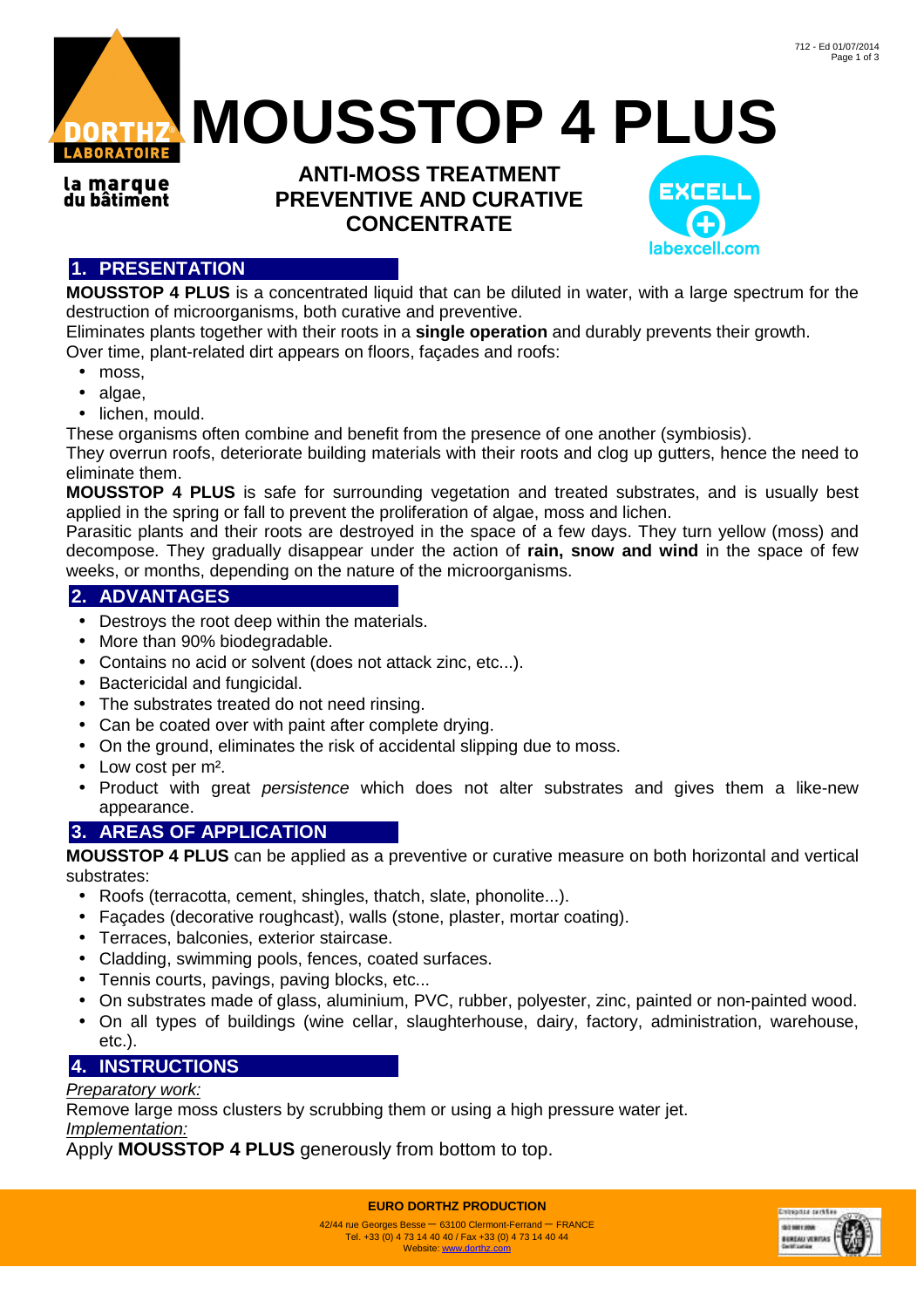# MOUSSTOP 4 PLUS

### ANTI-MOSS TREATMENT
### PREVENTIVE AND CURATIVE
### CONCENTRATE

## 1. PRESENTATION

**MOUSSTOP 4 PLUS** is a concentrated liquid that can be diluted in water, with a large spectrum for the destruction of microorganisms, both curative and preventive.

Eliminates plants together with their roots in a **single operation** and durably prevents their growth.

Over time, plant-related dirt appears on floors, façades and roofs:

- moss,
- algae,
- lichen, mould.

These organisms often combine and benefit from the presence of one another (symbiosis).

They overrun roofs, deteriorate building materials with their roots and clog up gutters, hence the need to eliminate them.

**MOUSSTOP 4 PLUS** is safe for surrounding vegetation and treated substrates, and is usually best applied in the spring or fall to prevent the proliferation of algae, moss and lichen.

Parasitic plants and their roots are destroyed in the space of a few days. They turn yellow (moss) and decompose. They gradually disappear under the action of **rain, snow and wind** in the space of few weeks, or months, depending on the nature of the microorganisms.

## 2. ADVANTAGES

- Destroys the root deep within the materials.
- More than 90% biodegradable.
- Contains no acid or solvent (does not attack zinc, etc...).
- Bactericidal and fungicidal.
- The substrates treated do not need rinsing.
- Can be coated over with paint after complete drying.
- On the ground, eliminates the risk of accidental slipping due to moss.
- Low cost per m².
- Product with great *persistence* which does not alter substrates and gives them a like-new appearance.

## 3. AREAS OF APPLICATION

**MOUSSTOP 4 PLUS** can be applied as a preventive or curative measure on both horizontal and vertical substrates:

- Roofs (terracotta, cement, shingles, thatch, slate, phonolite...).
- Façades (decorative roughcast), walls (stone, plaster, mortar coating).
- Terraces, balconies, exterior staircase.
- Cladding, swimming pools, fences, coated surfaces.
- Tennis courts, pavings, paving blocks, etc...
- On substrates made of glass, aluminium, PVC, rubber, polyester, zinc, painted or non-painted wood.
- On all types of buildings (wine cellar, slaughterhouse, dairy, factory, administration, warehouse, etc.).

## 4. INSTRUCTIONS

<u>Preparatory work:</u>

Remove large moss clusters by scrubbing them or using a high pressure water jet.

<u>Implementation:</u>

Apply **MOUSSTOP 4 PLUS** generously from bottom to top.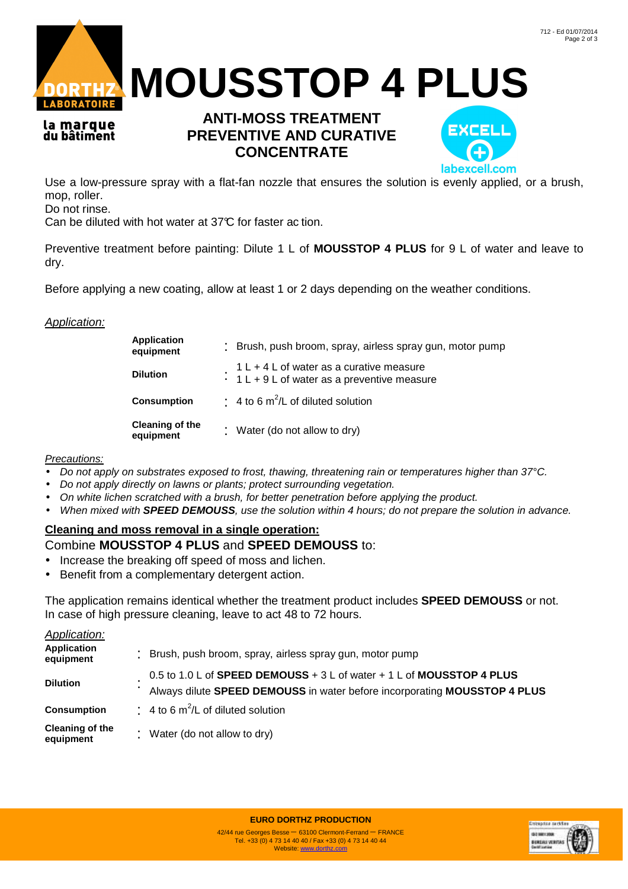# MOUSSTOP 4 PLUS

## ANTI-MOSS TREATMENT PREVENTIVE AND CURATIVE CONCENTRATE

Use a low-pressure spray with a flat-fan nozzle that ensures the solution is evenly applied, or a brush, mop, roller.
Do not rinse.
Can be diluted with hot water at 37℃ for faster ac tion.

Preventive treatment before painting: Dilute 1 L of **MOUSSTOP 4 PLUS** for 9 L of water and leave to dry.

Before applying a new coating, allow at least 1 or 2 days depending on the weather conditions.

_Application:_

| | |
|---|---|
| **Application equipment** | : Brush, push broom, spray, airless spray gun, motor pump |
| **Dilution** | : 1 L + 4 L of water as a curative measure<br>1 L + 9 L of water as a preventive measure |
| **Consumption** | : 4 to 6 $m^2$/L of diluted solution |
| **Cleaning of the equipment** | : Water (do not allow to dry) |

_Precautions:_

- *Do not apply on substrates exposed to frost, thawing, threatening rain or temperatures higher than 37°C.*
- *Do not apply directly on lawns or plants; protect surrounding vegetation.*
- *On white lichen scratched with a brush, for better penetration before applying the product.*
- *When mixed with **SPEED DEMOUSS**, use the solution within 4 hours; do not prepare the solution in advance.*

**Cleaning and moss removal in a single operation:**

Combine **MOUSSTOP 4 PLUS** and **SPEED DEMOUSS** to:

- Increase the breaking off speed of moss and lichen.
- Benefit from a complementary detergent action.

The application remains identical whether the treatment product includes **SPEED DEMOUSS** or not.
In case of high pressure cleaning, leave to act 48 to 72 hours.

_Application:_

| | |
|---|---|
| **Application equipment** | : Brush, push broom, spray, airless spray gun, motor pump |
| **Dilution** | : 0.5 to 1.0 L of **SPEED DEMOUSS** + 3 L of water + 1 L of **MOUSSTOP 4 PLUS**<br>Always dilute **SPEED DEMOUSS** in water before incorporating **MOUSSTOP 4 PLUS** |
| **Consumption** | : 4 to 6 $m^2$/L of diluted solution |
| **Cleaning of the equipment** | : Water (do not allow to dry) |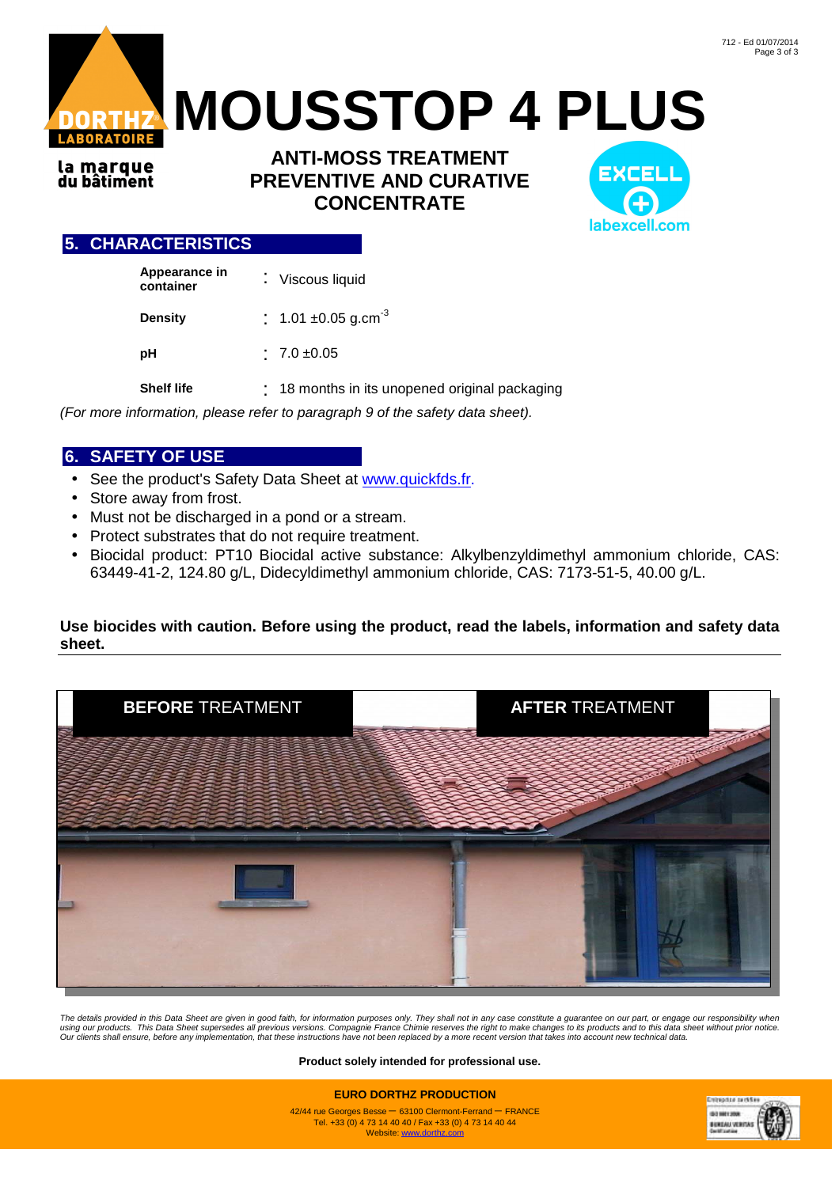# MOUSSTOP 4 PLUS

**ANTI-MOSS TREATMENT**
**PREVENTIVE AND CURATIVE**
**CONCENTRATE**

## 5. CHARACTERISTICS

| | |
|---|---|
| **Appearance in container** | : Viscous liquid |
| **Density** | : 1.01 ±0.05 g.cm$^{-3}$ |
| **pH** | : 7.0 ±0.05 |
| **Shelf life** | : 18 months in its unopened original packaging |

*(For more information, please refer to paragraph 9 of the safety data sheet).*

## 6. SAFETY OF USE

- See the product's Safety Data Sheet at www.quickfds.fr.
- Store away from frost.
- Must not be discharged in a pond or a stream.
- Protect substrates that do not require treatment.
- Biocidal product: PT10 Biocidal active substance: Alkylbenzyldimethyl ammonium chloride, CAS: 63449-41-2, 124.80 g/L, Didecyldimethyl ammonium chloride, CAS: 7173-51-5, 40.00 g/L.

**Use biocides with caution. Before using the product, read the labels, information and safety data sheet.**

**BEFORE** TREATMENT

**AFTER** TREATMENT

*The details provided in this Data Sheet are given in good faith, for information purposes only. They shall not in any case constitute a guarantee on our part, or engage our responsibility when using our products. This Data Sheet supersedes all previous versions. Compagnie France Chimie reserves the right to make changes to its products and to this data sheet without prior notice. Our clients shall ensure, before any implementation, that these instructions have not been replaced by a more recent version that takes into account new technical data.*

**Product solely intended for professional use.**

**EURO DORTHZ PRODUCTION**
42/44 rue Georges Besse – 63100 Clermont-Ferrand – FRANCE
Tel. +33 (0) 4 73 14 40 40 / Fax +33 (0) 4 73 14 40 44
Website: www.dorthz.com